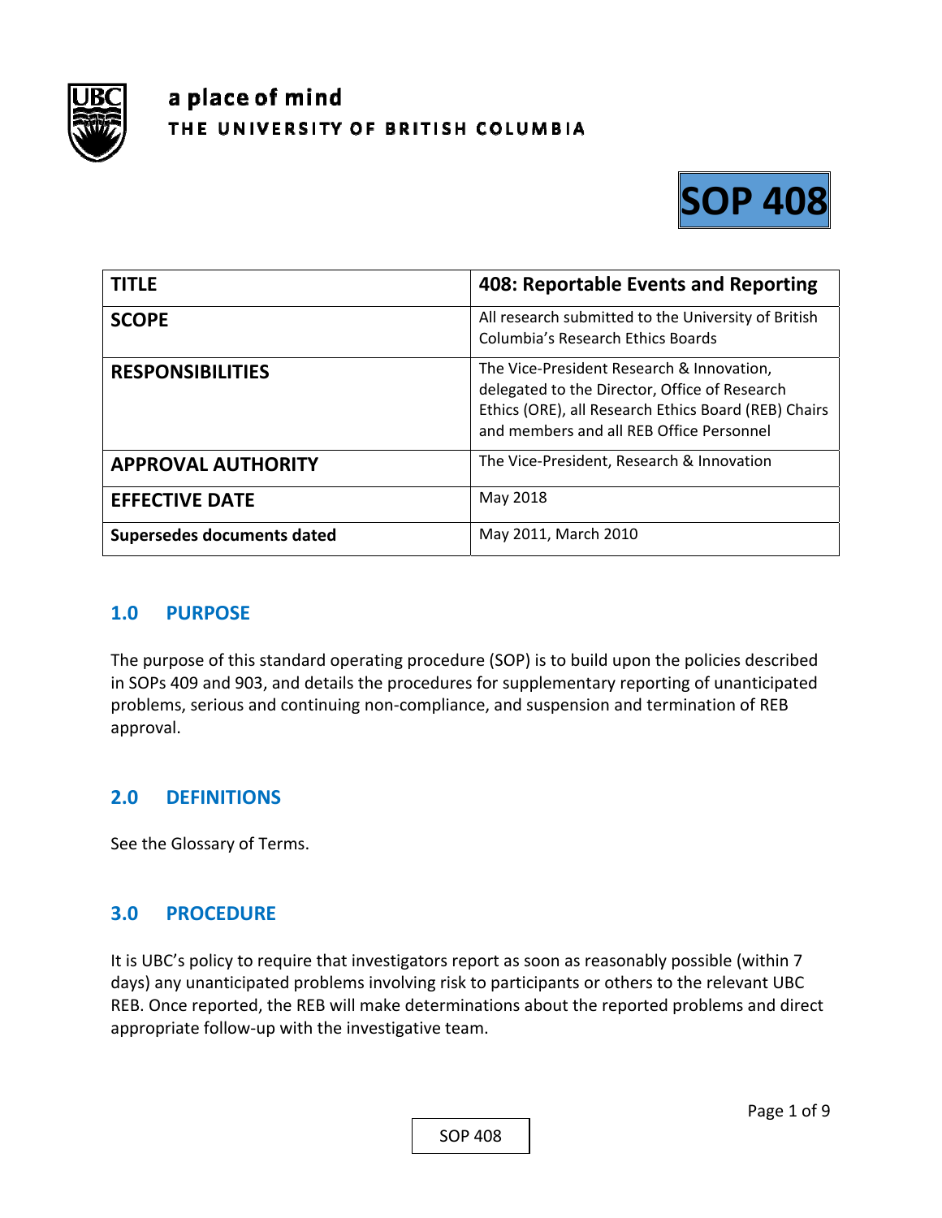a place of mind

THE UNIVERSITY OF BRITISH COLUMBIA

# SOP 408

| TITLE | 408: Reportable Events and Reporting |
|---|---|
| SCOPE | All research submitted to the University of British Columbia's Research Ethics Boards |
| RESPONSIBILITIES | The Vice-President Research & Innovation, delegated to the Director, Office of Research Ethics (ORE), all Research Ethics Board (REB) Chairs and members and all REB Office Personnel |
| APPROVAL AUTHORITY | The Vice-President, Research & Innovation |
| EFFECTIVE DATE | May 2018 |
| Supersedes documents dated | May 2011, March 2010 |

## 1.0 PURPOSE

The purpose of this standard operating procedure (SOP) is to build upon the policies described in SOPs 409 and 903, and details the procedures for supplementary reporting of unanticipated problems, serious and continuing non-compliance, and suspension and termination of REB approval.

## 2.0 DEFINITIONS

See the Glossary of Terms.

## 3.0 PROCEDURE

It is UBC's policy to require that investigators report as soon as reasonably possible (within 7 days) any unanticipated problems involving risk to participants or others to the relevant UBC REB. Once reported, the REB will make determinations about the reported problems and direct appropriate follow-up with the investigative team.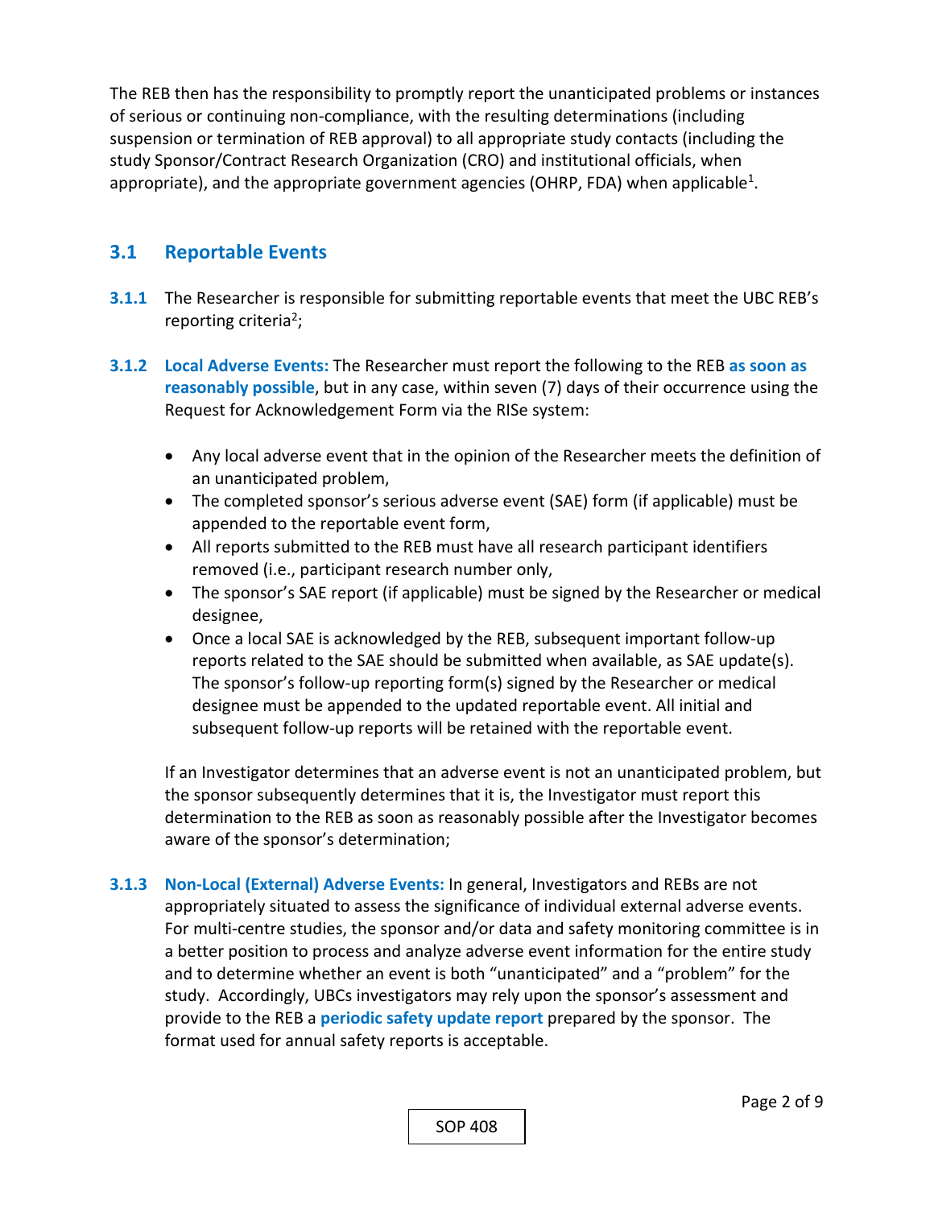The REB then has the responsibility to promptly report the unanticipated problems or instances of serious or continuing non-compliance, with the resulting determinations (including suspension or termination of REB approval) to all appropriate study contacts (including the study Sponsor/Contract Research Organization (CRO) and institutional officials, when appropriate), and the appropriate government agencies (OHRP, FDA) when applicable[1].

## 3.1 Reportable Events

**3.1.1** The Researcher is responsible for submitting reportable events that meet the UBC REB's reporting criteria[2];

**3.1.2** **Local Adverse Events:** The Researcher must report the following to the REB **as soon as reasonably possible**, but in any case, within seven (7) days of their occurrence using the Request for Acknowledgement Form via the RISe system:

- Any local adverse event that in the opinion of the Researcher meets the definition of an unanticipated problem,
- The completed sponsor's serious adverse event (SAE) form (if applicable) must be appended to the reportable event form,
- All reports submitted to the REB must have all research participant identifiers removed (i.e., participant research number only,
- The sponsor's SAE report (if applicable) must be signed by the Researcher or medical designee,
- Once a local SAE is acknowledged by the REB, subsequent important follow-up reports related to the SAE should be submitted when available, as SAE update(s). The sponsor's follow-up reporting form(s) signed by the Researcher or medical designee must be appended to the updated reportable event. All initial and subsequent follow-up reports will be retained with the reportable event.

If an Investigator determines that an adverse event is not an unanticipated problem, but the sponsor subsequently determines that it is, the Investigator must report this determination to the REB as soon as reasonably possible after the Investigator becomes aware of the sponsor's determination;

**3.1.3** **Non-Local (External) Adverse Events:** In general, Investigators and REBs are not appropriately situated to assess the significance of individual external adverse events. For multi-centre studies, the sponsor and/or data and safety monitoring committee is in a better position to process and analyze adverse event information for the entire study and to determine whether an event is both "unanticipated" and a "problem" for the study. Accordingly, UBCs investigators may rely upon the sponsor's assessment and provide to the REB a **periodic safety update report** prepared by the sponsor. The format used for annual safety reports is acceptable.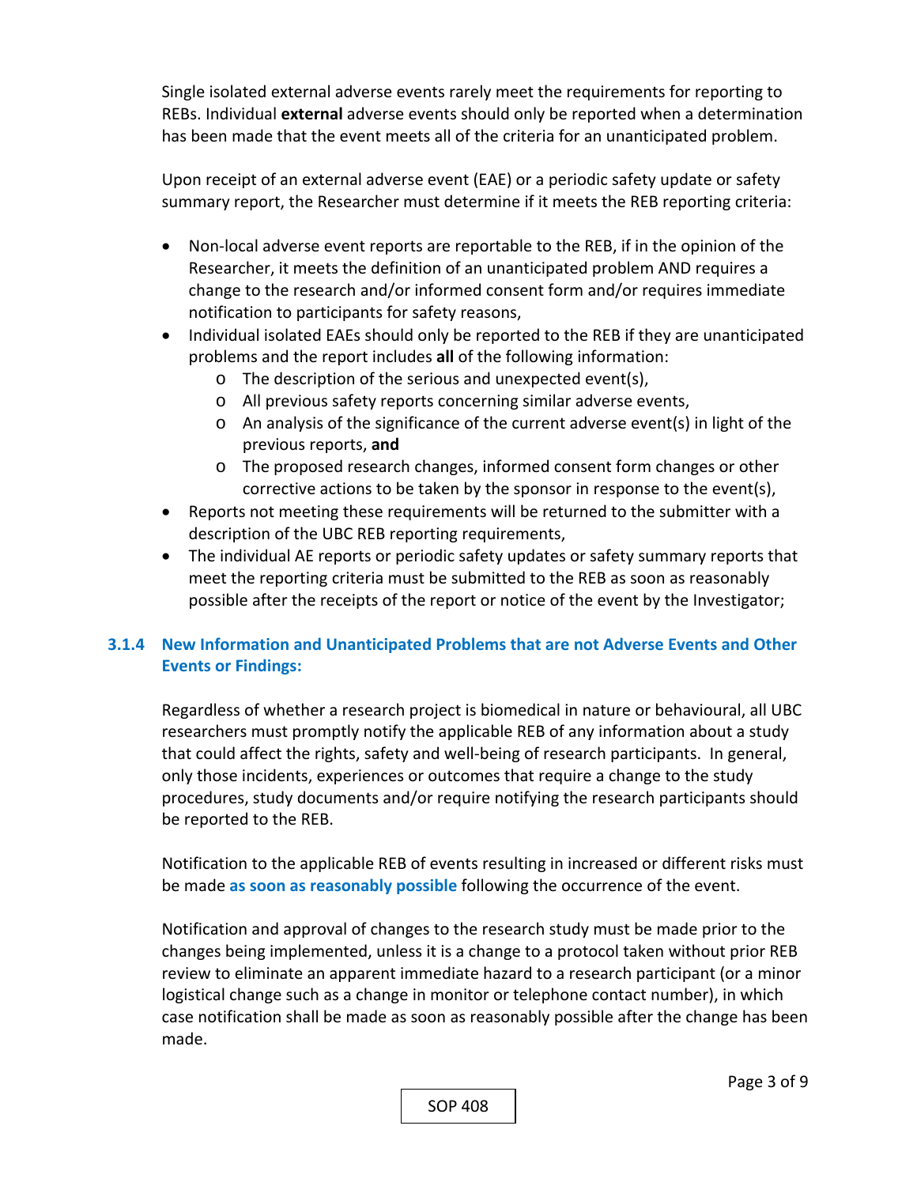Single isolated external adverse events rarely meet the requirements for reporting to REBs. Individual **external** adverse events should only be reported when a determination has been made that the event meets all of the criteria for an unanticipated problem.

Upon receipt of an external adverse event (EAE) or a periodic safety update or safety summary report, the Researcher must determine if it meets the REB reporting criteria:

- Non-local adverse event reports are reportable to the REB, if in the opinion of the Researcher, it meets the definition of an unanticipated problem AND requires a change to the research and/or informed consent form and/or requires immediate notification to participants for safety reasons,
- Individual isolated EAEs should only be reported to the REB if they are unanticipated problems and the report includes **all** of the following information:
    - The description of the serious and unexpected event(s),
    - All previous safety reports concerning similar adverse events,
    - An analysis of the significance of the current adverse event(s) in light of the previous reports, **and**
    - The proposed research changes, informed consent form changes or other corrective actions to be taken by the sponsor in response to the event(s),
- Reports not meeting these requirements will be returned to the submitter with a description of the UBC REB reporting requirements,
- The individual AE reports or periodic safety updates or safety summary reports that meet the reporting criteria must be submitted to the REB as soon as reasonably possible after the receipts of the report or notice of the event by the Investigator;

### 3.1.4 New Information and Unanticipated Problems that are not Adverse Events and Other Events or Findings:

Regardless of whether a research project is biomedical in nature or behavioural, all UBC researchers must promptly notify the applicable REB of any information about a study that could affect the rights, safety and well-being of research participants. In general, only those incidents, experiences or outcomes that require a change to the study procedures, study documents and/or require notifying the research participants should be reported to the REB.

Notification to the applicable REB of events resulting in increased or different risks must be made **as soon as reasonably possible** following the occurrence of the event.

Notification and approval of changes to the research study must be made prior to the changes being implemented, unless it is a change to a protocol taken without prior REB review to eliminate an apparent immediate hazard to a research participant (or a minor logistical change such as a change in monitor or telephone contact number), in which case notification shall be made as soon as reasonably possible after the change has been made.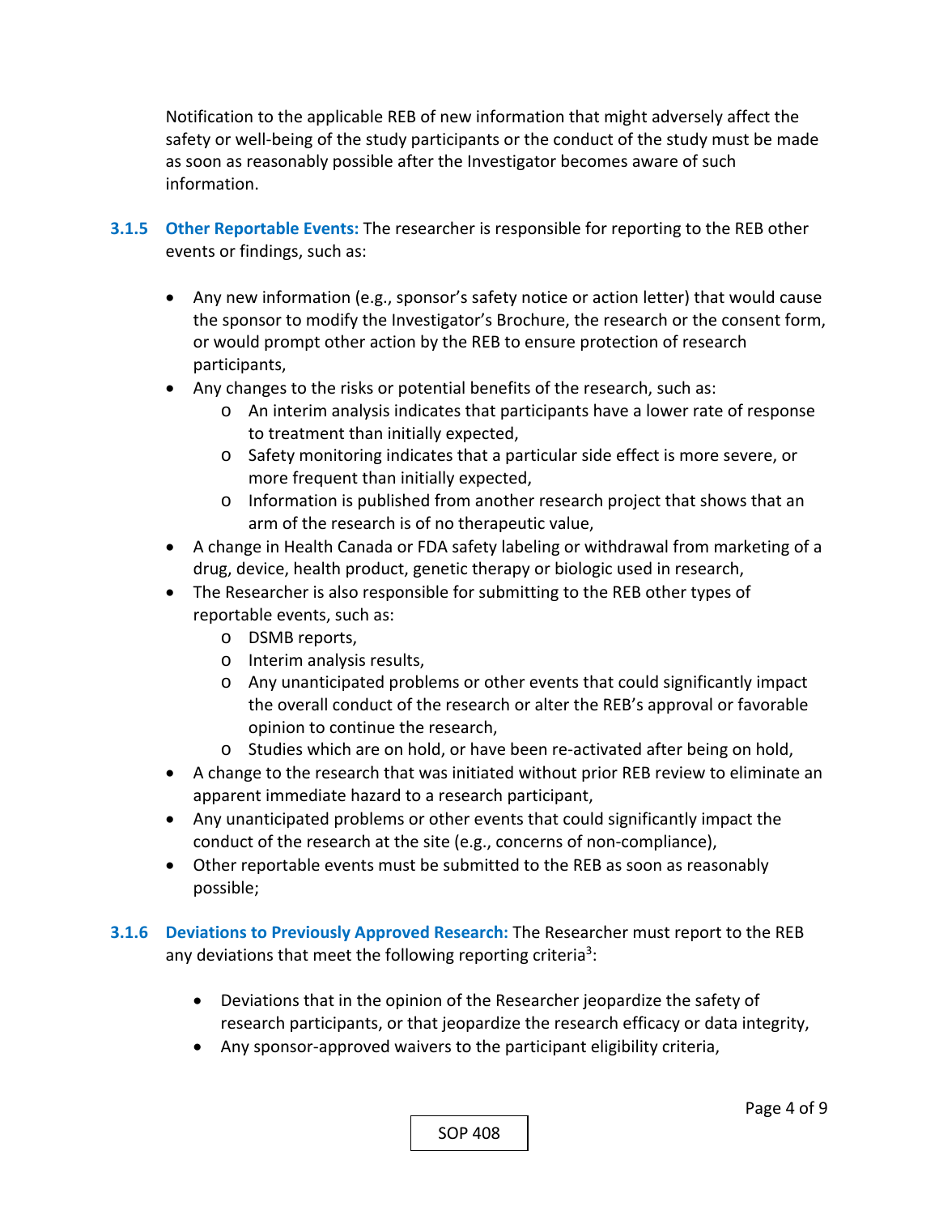Notification to the applicable REB of new information that might adversely affect the safety or well-being of the study participants or the conduct of the study must be made as soon as reasonably possible after the Investigator becomes aware of such information.

**3.1.5 Other Reportable Events:** The researcher is responsible for reporting to the REB other events or findings, such as:

- Any new information (e.g., sponsor's safety notice or action letter) that would cause the sponsor to modify the Investigator's Brochure, the research or the consent form, or would prompt other action by the REB to ensure protection of research participants,
- Any changes to the risks or potential benefits of the research, such as:
  - An interim analysis indicates that participants have a lower rate of response to treatment than initially expected,
  - Safety monitoring indicates that a particular side effect is more severe, or more frequent than initially expected,
  - Information is published from another research project that shows that an arm of the research is of no therapeutic value,
- A change in Health Canada or FDA safety labeling or withdrawal from marketing of a drug, device, health product, genetic therapy or biologic used in research,
- The Researcher is also responsible for submitting to the REB other types of reportable events, such as:
  - DSMB reports,
  - Interim analysis results,
  - Any unanticipated problems or other events that could significantly impact the overall conduct of the research or alter the REB's approval or favorable opinion to continue the research,
  - Studies which are on hold, or have been re-activated after being on hold,
- A change to the research that was initiated without prior REB review to eliminate an apparent immediate hazard to a research participant,
- Any unanticipated problems or other events that could significantly impact the conduct of the research at the site (e.g., concerns of non-compliance),
- Other reportable events must be submitted to the REB as soon as reasonably possible;

**3.1.6 Deviations to Previously Approved Research:** The Researcher must report to the REB any deviations that meet the following reporting criteria[3]:

- Deviations that in the opinion of the Researcher jeopardize the safety of research participants, or that jeopardize the research efficacy or data integrity,
- Any sponsor-approved waivers to the participant eligibility criteria,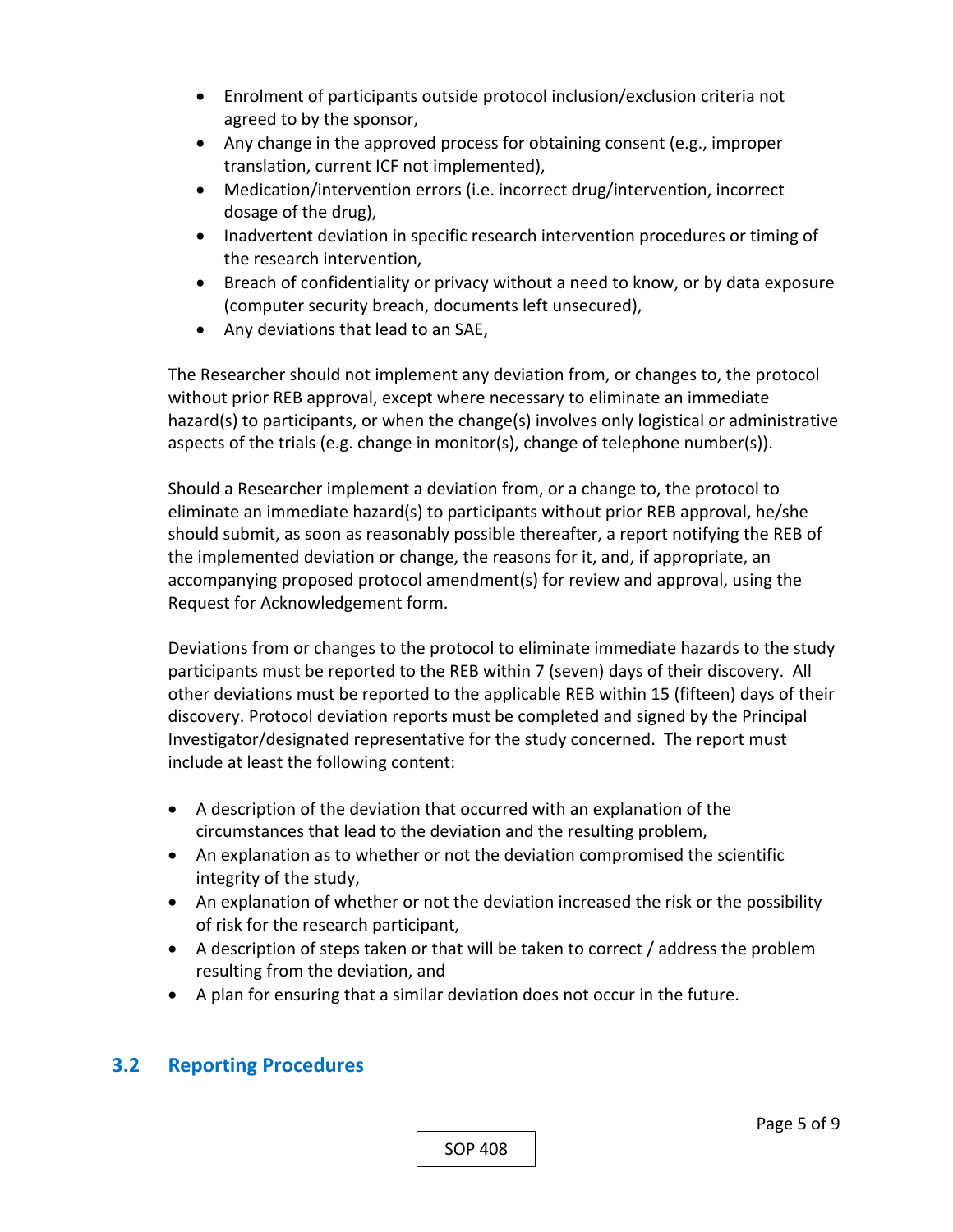- Enrolment of participants outside protocol inclusion/exclusion criteria not agreed to by the sponsor,
- Any change in the approved process for obtaining consent (e.g., improper translation, current ICF not implemented),
- Medication/intervention errors (i.e. incorrect drug/intervention, incorrect dosage of the drug),
- Inadvertent deviation in specific research intervention procedures or timing of the research intervention,
- Breach of confidentiality or privacy without a need to know, or by data exposure (computer security breach, documents left unsecured),
- Any deviations that lead to an SAE,

The Researcher should not implement any deviation from, or changes to, the protocol without prior REB approval, except where necessary to eliminate an immediate hazard(s) to participants, or when the change(s) involves only logistical or administrative aspects of the trials (e.g. change in monitor(s), change of telephone number(s)).

Should a Researcher implement a deviation from, or a change to, the protocol to eliminate an immediate hazard(s) to participants without prior REB approval, he/she should submit, as soon as reasonably possible thereafter, a report notifying the REB of the implemented deviation or change, the reasons for it, and, if appropriate, an accompanying proposed protocol amendment(s) for review and approval, using the Request for Acknowledgement form.

Deviations from or changes to the protocol to eliminate immediate hazards to the study participants must be reported to the REB within 7 (seven) days of their discovery. All other deviations must be reported to the applicable REB within 15 (fifteen) days of their discovery. Protocol deviation reports must be completed and signed by the Principal Investigator/designated representative for the study concerned. The report must include at least the following content:

- A description of the deviation that occurred with an explanation of the circumstances that lead to the deviation and the resulting problem,
- An explanation as to whether or not the deviation compromised the scientific integrity of the study,
- An explanation of whether or not the deviation increased the risk or the possibility of risk for the research participant,
- A description of steps taken or that will be taken to correct / address the problem resulting from the deviation, and
- A plan for ensuring that a similar deviation does not occur in the future.

## 3.2 Reporting Procedures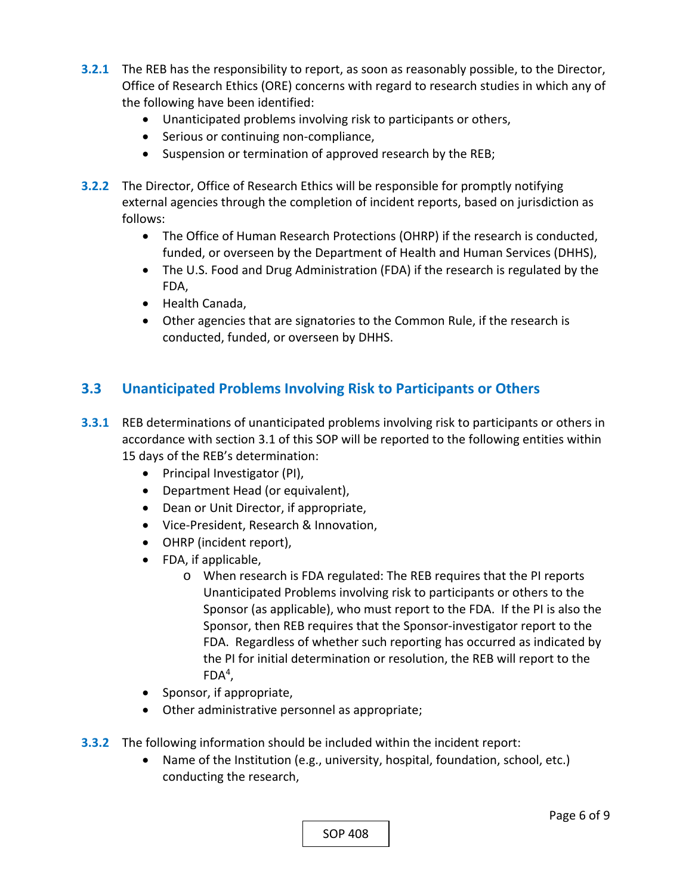**3.2.1** The REB has the responsibility to report, as soon as reasonably possible, to the Director, Office of Research Ethics (ORE) concerns with regard to research studies in which any of the following have been identified:

- Unanticipated problems involving risk to participants or others,
- Serious or continuing non-compliance,
- Suspension or termination of approved research by the REB;

**3.2.2** The Director, Office of Research Ethics will be responsible for promptly notifying external agencies through the completion of incident reports, based on jurisdiction as follows:

- The Office of Human Research Protections (OHRP) if the research is conducted, funded, or overseen by the Department of Health and Human Services (DHHS),
- The U.S. Food and Drug Administration (FDA) if the research is regulated by the FDA,
- Health Canada,
- Other agencies that are signatories to the Common Rule, if the research is conducted, funded, or overseen by DHHS.

## 3.3 Unanticipated Problems Involving Risk to Participants or Others

**3.3.1** REB determinations of unanticipated problems involving risk to participants or others in accordance with section 3.1 of this SOP will be reported to the following entities within 15 days of the REB's determination:

- Principal Investigator (PI),
- Department Head (or equivalent),
- Dean or Unit Director, if appropriate,
- Vice-President, Research & Innovation,
- OHRP (incident report),
- FDA, if applicable,
  - When research is FDA regulated: The REB requires that the PI reports Unanticipated Problems involving risk to participants or others to the Sponsor (as applicable), who must report to the FDA. If the PI is also the Sponsor, then REB requires that the Sponsor-investigator report to the FDA. Regardless of whether such reporting has occurred as indicated by the PI for initial determination or resolution, the REB will report to the FDA[4],
- Sponsor, if appropriate,
- Other administrative personnel as appropriate;

**3.3.2** The following information should be included within the incident report:

- Name of the Institution (e.g., university, hospital, foundation, school, etc.) conducting the research,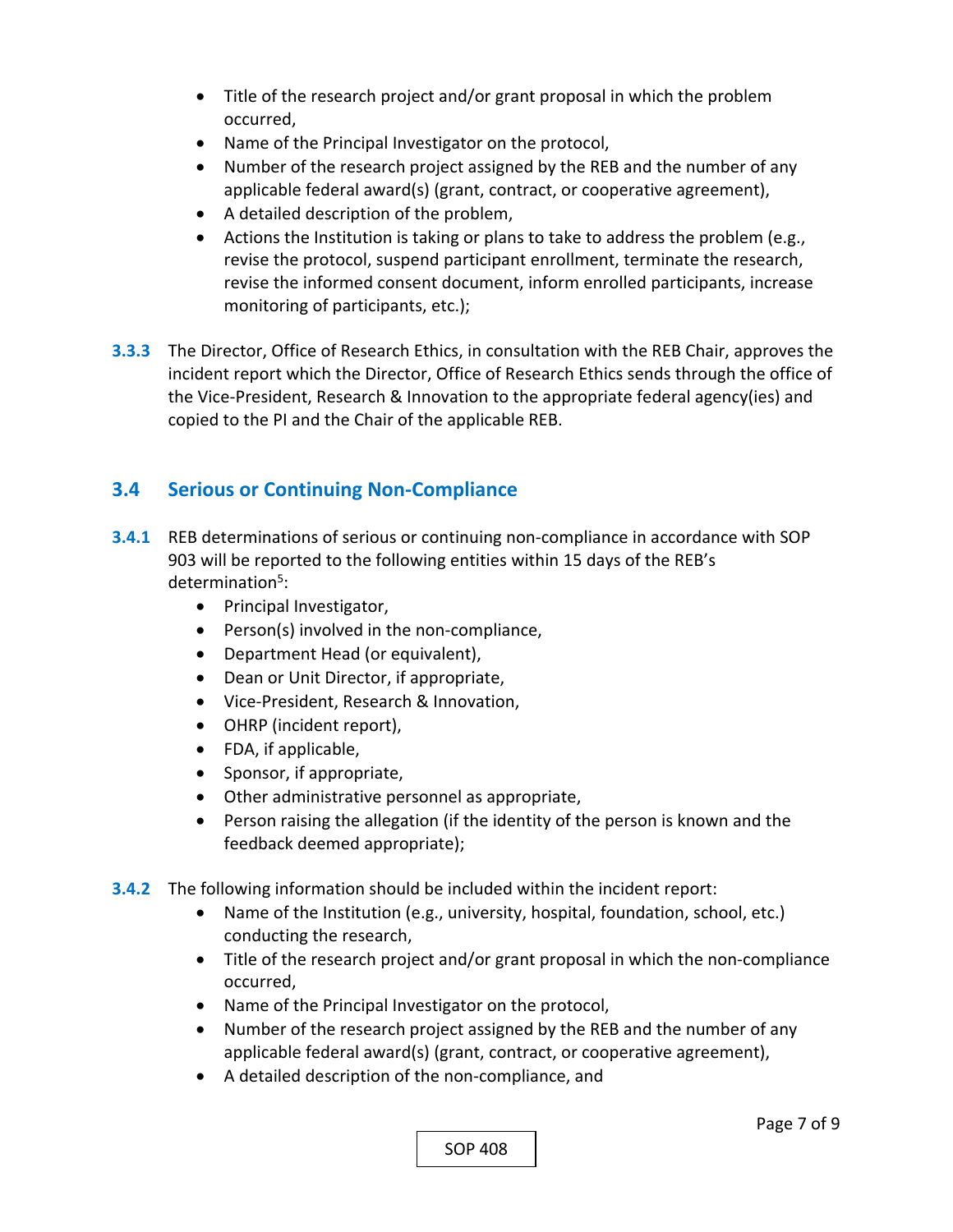- Title of the research project and/or grant proposal in which the problem occurred,
- Name of the Principal Investigator on the protocol,
- Number of the research project assigned by the REB and the number of any applicable federal award(s) (grant, contract, or cooperative agreement),
- A detailed description of the problem,
- Actions the Institution is taking or plans to take to address the problem (e.g., revise the protocol, suspend participant enrollment, terminate the research, revise the informed consent document, inform enrolled participants, increase monitoring of participants, etc.);

**3.3.3** The Director, Office of Research Ethics, in consultation with the REB Chair, approves the incident report which the Director, Office of Research Ethics sends through the office of the Vice-President, Research & Innovation to the appropriate federal agency(ies) and copied to the PI and the Chair of the applicable REB.

## 3.4 Serious or Continuing Non-Compliance

**3.4.1** REB determinations of serious or continuing non-compliance in accordance with SOP 903 will be reported to the following entities within 15 days of the REB's determination[5]:

- Principal Investigator,
- Person(s) involved in the non-compliance,
- Department Head (or equivalent),
- Dean or Unit Director, if appropriate,
- Vice-President, Research & Innovation,
- OHRP (incident report),
- FDA, if applicable,
- Sponsor, if appropriate,
- Other administrative personnel as appropriate,
- Person raising the allegation (if the identity of the person is known and the feedback deemed appropriate);

**3.4.2** The following information should be included within the incident report:

- Name of the Institution (e.g., university, hospital, foundation, school, etc.) conducting the research,
- Title of the research project and/or grant proposal in which the non-compliance occurred,
- Name of the Principal Investigator on the protocol,
- Number of the research project assigned by the REB and the number of any applicable federal award(s) (grant, contract, or cooperative agreement),
- A detailed description of the non-compliance, and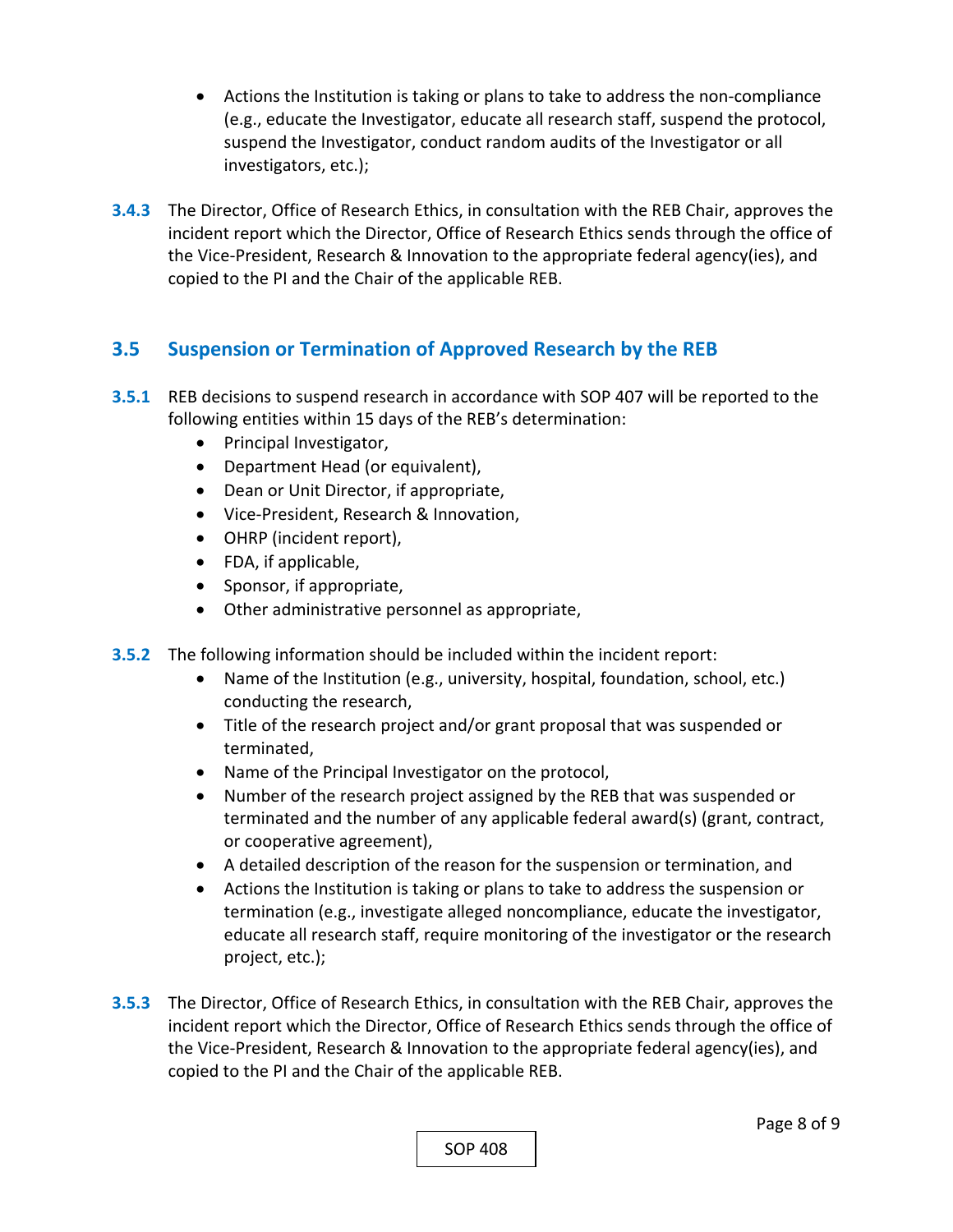- Actions the Institution is taking or plans to take to address the non-compliance (e.g., educate the Investigator, educate all research staff, suspend the protocol, suspend the Investigator, conduct random audits of the Investigator or all investigators, etc.);

**3.4.3** The Director, Office of Research Ethics, in consultation with the REB Chair, approves the incident report which the Director, Office of Research Ethics sends through the office of the Vice-President, Research & Innovation to the appropriate federal agency(ies), and copied to the PI and the Chair of the applicable REB.

## 3.5 Suspension or Termination of Approved Research by the REB

**3.5.1** REB decisions to suspend research in accordance with SOP 407 will be reported to the following entities within 15 days of the REB's determination:

- Principal Investigator,
- Department Head (or equivalent),
- Dean or Unit Director, if appropriate,
- Vice-President, Research & Innovation,
- OHRP (incident report),
- FDA, if applicable,
- Sponsor, if appropriate,
- Other administrative personnel as appropriate,

**3.5.2** The following information should be included within the incident report:

- Name of the Institution (e.g., university, hospital, foundation, school, etc.) conducting the research,
- Title of the research project and/or grant proposal that was suspended or terminated,
- Name of the Principal Investigator on the protocol,
- Number of the research project assigned by the REB that was suspended or terminated and the number of any applicable federal award(s) (grant, contract, or cooperative agreement),
- A detailed description of the reason for the suspension or termination, and
- Actions the Institution is taking or plans to take to address the suspension or termination (e.g., investigate alleged noncompliance, educate the investigator, educate all research staff, require monitoring of the investigator or the research project, etc.);

**3.5.3** The Director, Office of Research Ethics, in consultation with the REB Chair, approves the incident report which the Director, Office of Research Ethics sends through the office of the Vice-President, Research & Innovation to the appropriate federal agency(ies), and copied to the PI and the Chair of the applicable REB.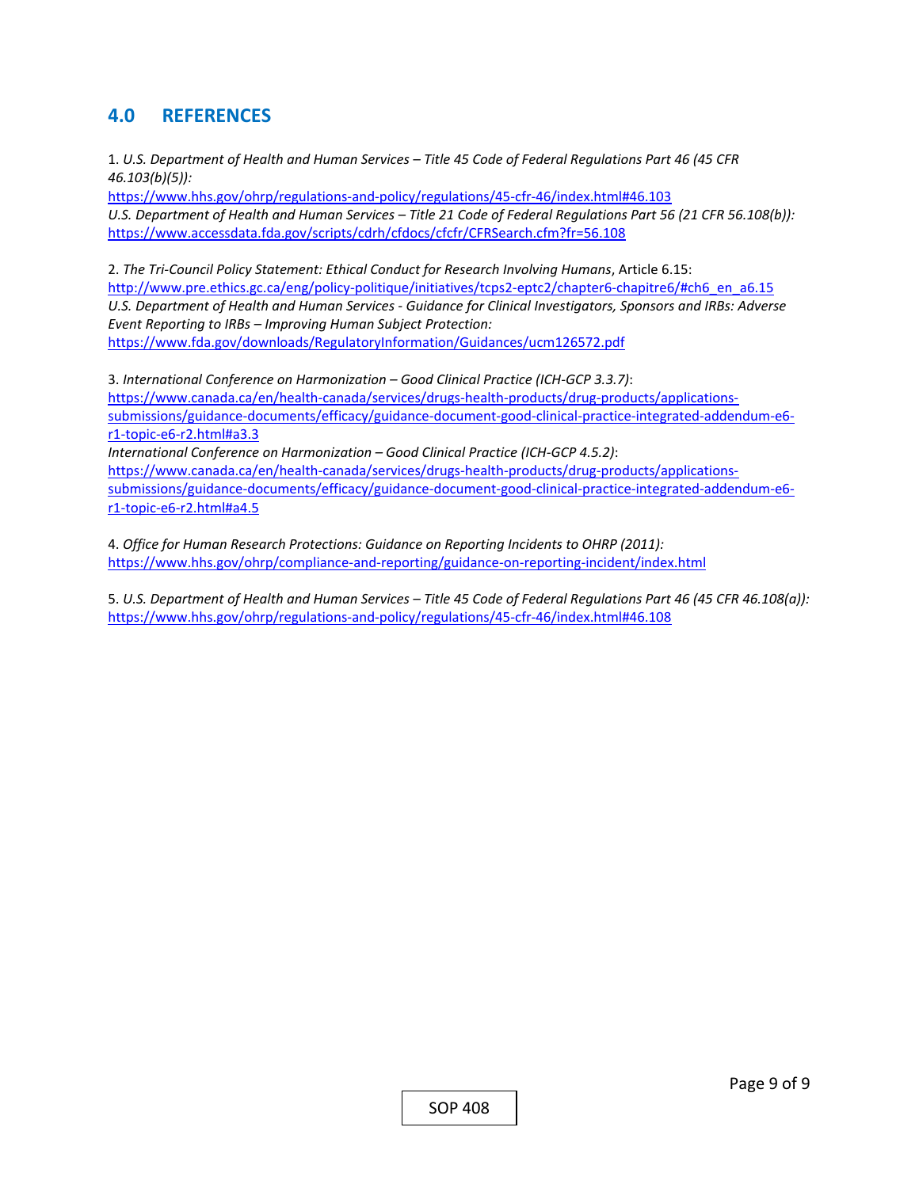## 4.0 REFERENCES

1. *U.S. Department of Health and Human Services – Title 45 Code of Federal Regulations Part 46 (45 CFR 46.103(b)(5)):*
https://www.hhs.gov/ohrp/regulations-and-policy/regulations/45-cfr-46/index.html#46.103
*U.S. Department of Health and Human Services – Title 21 Code of Federal Regulations Part 56 (21 CFR 56.108(b)):*
https://www.accessdata.fda.gov/scripts/cdrh/cfdocs/cfcfr/CFRSearch.cfm?fr=56.108

2. *The Tri-Council Policy Statement: Ethical Conduct for Research Involving Humans*, Article 6.15:
http://www.pre.ethics.gc.ca/eng/policy-politique/initiatives/tcps2-eptc2/chapter6-chapitre6/#ch6_en_a6.15
*U.S. Department of Health and Human Services - Guidance for Clinical Investigators, Sponsors and IRBs: Adverse Event Reporting to IRBs – Improving Human Subject Protection:*
https://www.fda.gov/downloads/RegulatoryInformation/Guidances/ucm126572.pdf

3. *International Conference on Harmonization – Good Clinical Practice (ICH-GCP 3.3.7)*:
https://www.canada.ca/en/health-canada/services/drugs-health-products/drug-products/applications-submissions/guidance-documents/efficacy/guidance-document-good-clinical-practice-integrated-addendum-e6-r1-topic-e6-r2.html#a3.3
*International Conference on Harmonization – Good Clinical Practice (ICH-GCP 4.5.2)*:
https://www.canada.ca/en/health-canada/services/drugs-health-products/drug-products/applications-submissions/guidance-documents/efficacy/guidance-document-good-clinical-practice-integrated-addendum-e6-r1-topic-e6-r2.html#a4.5

4. *Office for Human Research Protections: Guidance on Reporting Incidents to OHRP (2011):*
https://www.hhs.gov/ohrp/compliance-and-reporting/guidance-on-reporting-incident/index.html

5. *U.S. Department of Health and Human Services – Title 45 Code of Federal Regulations Part 46 (45 CFR 46.108(a)):*
https://www.hhs.gov/ohrp/regulations-and-policy/regulations/45-cfr-46/index.html#46.108